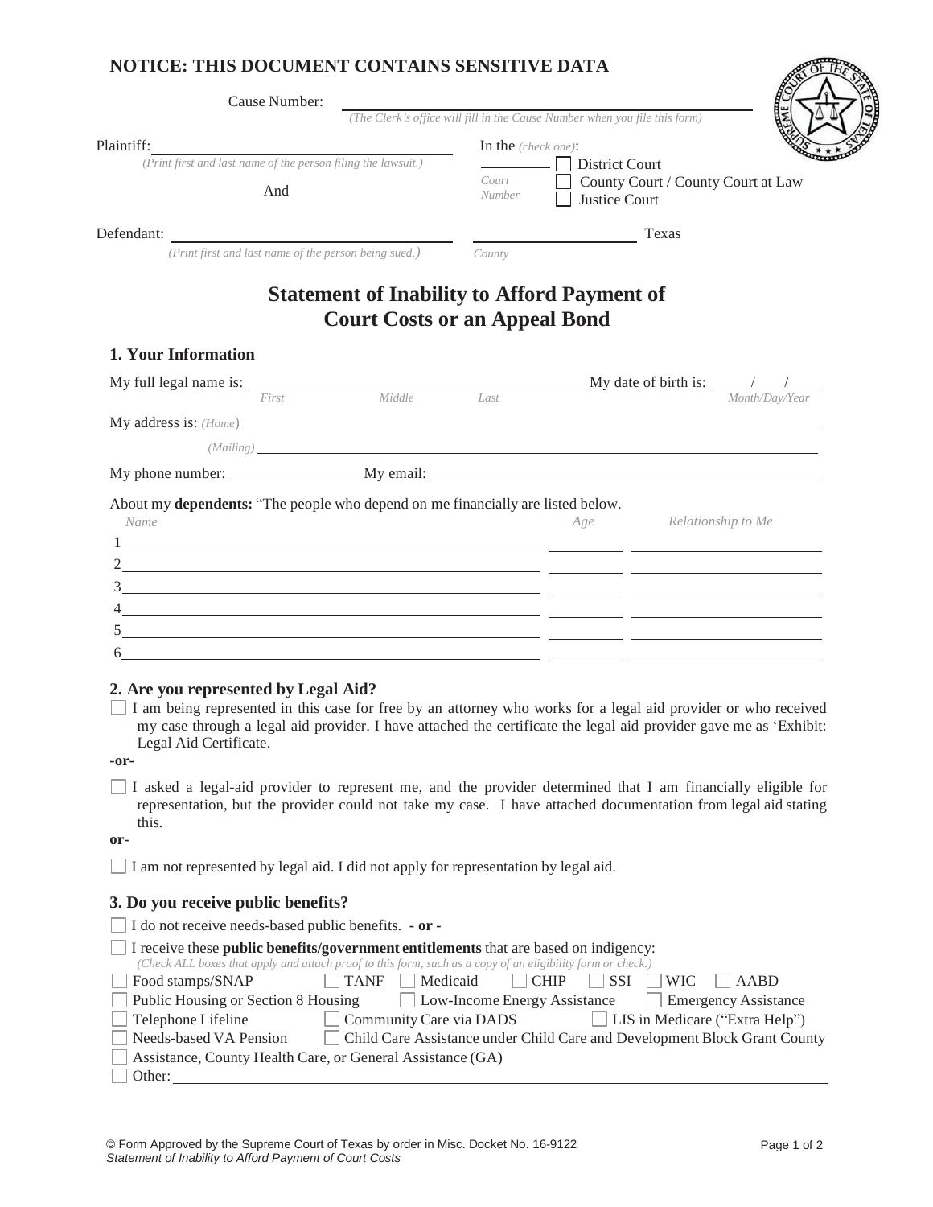**NOTICE: THIS DOCUMENT CONTAINS SENSITIVE DATA**

Cause Number: ______________________________
*(The Clerk's office will fill in the Cause Number when you file this form)*

Plaintiff: ______________________________
*(Print first and last name of the person filing the lawsuit.)*

And

Defendant: ______________________________
*(Print first and last name of the person being sued.)*

In the *(check one)*:

_________ ☐ District Court
*Court Number* ☐ County Court / County Court at Law
☐ Justice Court

_________________ Texas
*County*

# Statement of Inability to Afford Payment of Court Costs or an Appeal Bond

## 1. Your Information

My full legal name is: ______________________________ My date of birth is: ____/____/____
*First Middle Last* *Month/Day/Year*

My address is: *(Home)* ______________________________

*(Mailing)* ______________________________

My phone number: ______________ My email: ______________________________

About my **dependents:** "The people who depend on me financially are listed below.

| | *Name* | *Age* | *Relationship to Me* |
|---|---|---|---|
| 1 | | | |
| 2 | | | |
| 3 | | | |
| 4 | | | |
| 5 | | | |
| 6 | | | |

## 2. Are you represented by Legal Aid?

☐ I am being represented in this case for free by an attorney who works for a legal aid provider or who received my case through a legal aid provider. I have attached the certificate the legal aid provider gave me as 'Exhibit: Legal Aid Certificate.

**-or-**

☐ I asked a legal-aid provider to represent me, and the provider determined that I am financially eligible for representation, but the provider could not take my case. I have attached documentation from legal aid stating this.

**or-**

☐ I am not represented by legal aid. I did not apply for representation by legal aid.

## 3. Do you receive public benefits?

☐ I do not receive needs-based public benefits. **- or -**

☐ I receive these **public benefits/government entitlements** that are based on indigency:
*(Check ALL boxes that apply and attach proof to this form, such as a copy of an eligibility form or check.)*

☐ Food stamps/SNAP ☐ TANF ☐ Medicaid ☐ CHIP ☐ SSI ☐ WIC ☐ AABD
☐ Public Housing or Section 8 Housing ☐ Low-Income Energy Assistance ☐ Emergency Assistance
☐ Telephone Lifeline ☐ Community Care via DADS ☐ LIS in Medicare ("Extra Help")
☐ Needs-based VA Pension ☐ Child Care Assistance under Child Care and Development Block Grant County
☐ Assistance, County Health Care, or General Assistance (GA)
☐ Other: ______________________________

© Form Approved by the Supreme Court of Texas by order in Misc. Docket No. 16-9122
*Statement of Inability to Afford Payment of Court Costs*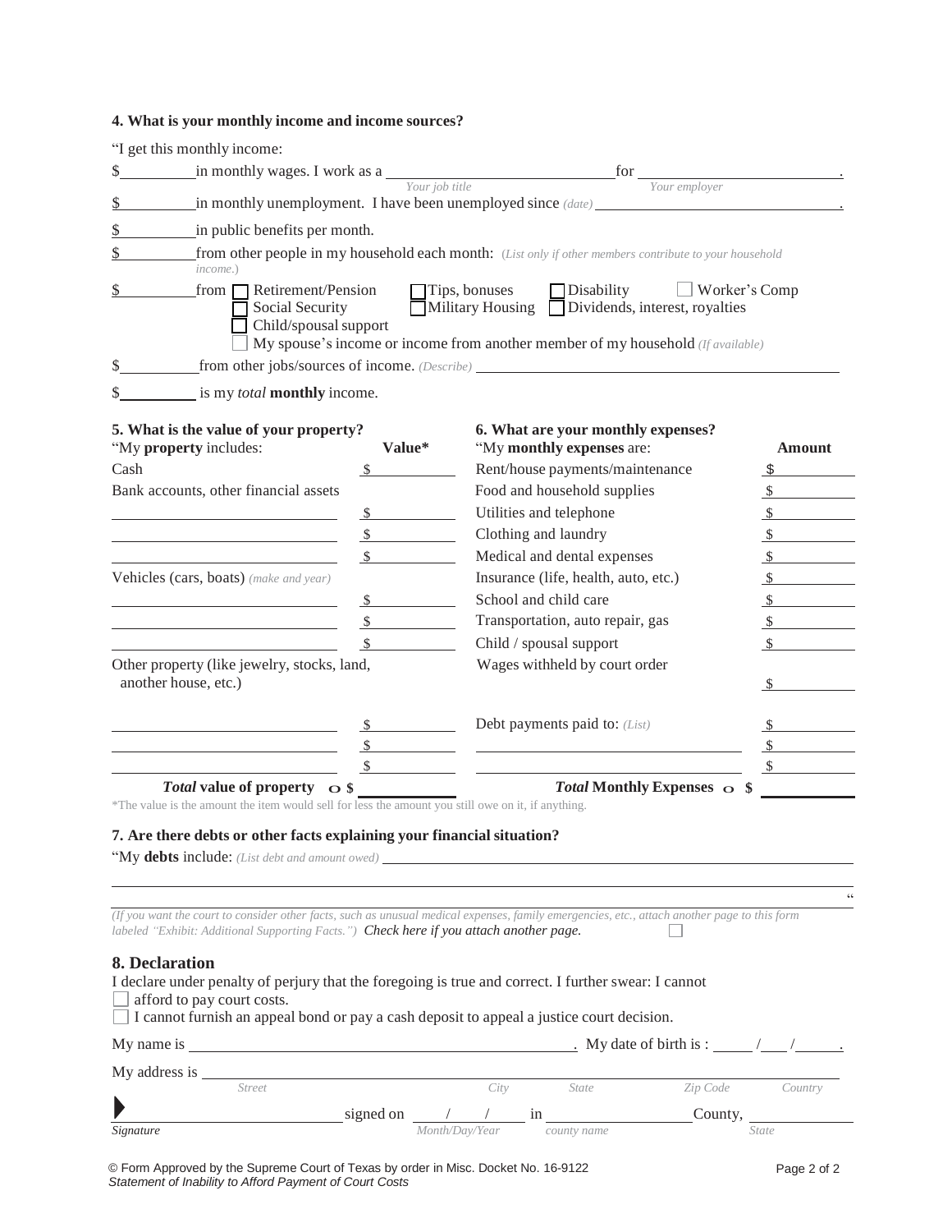### 4. What is your monthly income and income sources?

"I get this monthly income:

$\_\_\_\_\_\_\_\_\_\_ in monthly wages. I work as a \_\_\_\_\_\_\_\_\_\_\_\_\_\_\_\_\_\_\_\_ (*Your job title*) for \_\_\_\_\_\_\_\_\_\_\_\_\_\_\_\_\_\_\_\_ (*Your employer*).

$\_\_\_\_\_\_\_\_\_\_ in monthly unemployment. I have been unemployed since *(date)* \_\_\_\_\_\_\_\_\_\_\_\_\_\_\_\_\_\_\_\_.

$\_\_\_\_\_\_\_\_\_\_ in public benefits per month.

$\_\_\_\_\_\_\_\_\_\_ from other people in my household each month: *(List only if other members contribute to your household income.)*

$\_\_\_\_\_\_\_\_\_\_ from
- ☐ Retirement/Pension
- ☐ Tips, bonuses
- ☐ Disability
- ☐ Worker's Comp
- ☐ Social Security
- ☐ Military Housing
- ☐ Dividends, interest, royalties
- ☐ Child/spousal support
- ☐ My spouse's income or income from another member of my household *(If available)*

$\_\_\_\_\_\_\_\_\_\_ from other jobs/sources of income. *(Describe)* \_\_\_\_\_\_\_\_\_\_\_\_\_\_\_\_\_\_\_\_

$\_\_\_\_\_\_\_\_\_\_ is my *total* **monthly** income.

### 5. What is the value of your property?

| "My **property** includes: | Value* |
|---|---|
| Cash | $ |
| Bank accounts, other financial assets | |
| | $ |
| | $ |
| | $ |
| Vehicles (cars, boats) *(make and year)* | |
| | $ |
| | $ |
| | $ |
| Other property (like jewelry, stocks, land, another house, etc.) | |
| | $ |
| | $ |
| | $ |
| ***Total* value of property** | $ |

*The value is the amount the item would sell for less the amount you still owe on it, if anything.

### 6. What are your monthly expenses?

| "My **monthly expenses** are: | Amount |
|---|---|
| Rent/house payments/maintenance | $ |
| Food and household supplies | $ |
| Utilities and telephone | $ |
| Clothing and laundry | $ |
| Medical and dental expenses | $ |
| Insurance (life, health, auto, etc.) | $ |
| School and child care | $ |
| Transportation, auto repair, gas | $ |
| Child / spousal support | $ |
| Wages withheld by court order | $ |
| Debt payments paid to: *(List)* | $ |
| | $ |
| | $ |
| ***Total* Monthly Expenses** | $ |

### 7. Are there debts or other facts explaining your financial situation?

"My **debts** include: *(List debt and amount owed)* \_\_\_\_\_\_\_\_\_\_\_\_\_\_\_\_\_\_\_\_"

*(If you want the court to consider other facts, such as unusual medical expenses, family emergencies, etc., attach another page to this form labeled "Exhibit: Additional Supporting Facts.") Check here if you attach another page.* ☐

### 8. Declaration

I declare under penalty of perjury that the foregoing is true and correct. I further swear: I cannot

☐ afford to pay court costs.

☐ I cannot furnish an appeal bond or pay a cash deposit to appeal a justice court decision.

My name is \_\_\_\_\_\_\_\_\_\_\_\_\_\_\_\_\_\_\_\_. My date of birth is : \_\_\_\_/\_\_\_\_/\_\_\_\_.

My address is \_\_\_\_\_\_\_\_\_\_\_\_\_\_\_\_\_\_\_\_
*Street* *City* *State* *Zip Code* *Country*

\_\_\_\_\_\_\_\_\_\_\_\_\_\_\_\_\_\_\_\_ signed on \_\_\_/\_\_\_/\_\_\_ in \_\_\_\_\_\_\_\_\_\_\_\_\_\_\_ County, \_\_\_\_\_\_\_\_\_\_
*Signature* *Month/Day/Year* *county name* *State*

© Form Approved by the Supreme Court of Texas by order in Misc. Docket No. 16-9122
*Statement of Inability to Afford Payment of Court Costs*